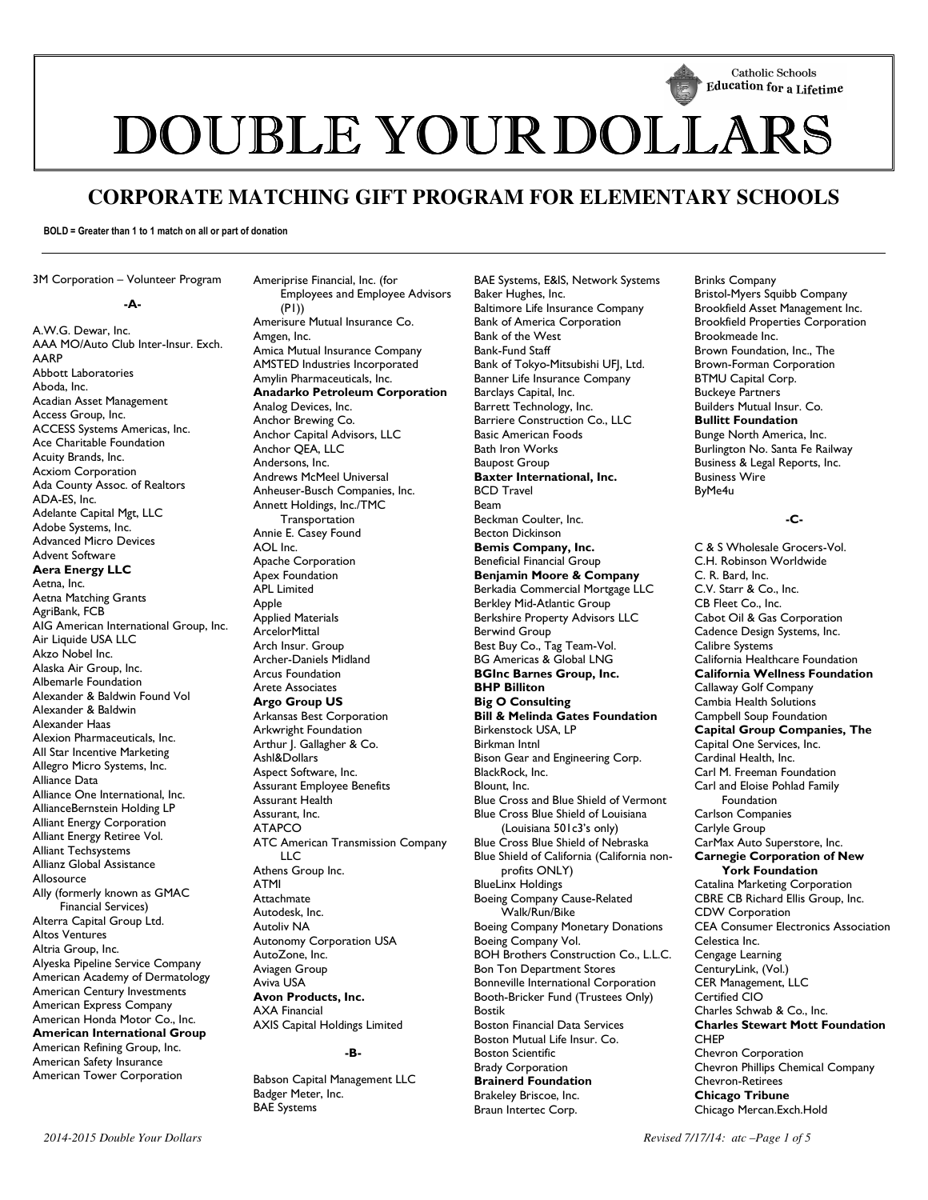Catholic Schools
Education for a Lifetime

# DOUBLE YOUR DOLLARS

## CORPORATE MATCHING GIFT PROGRAM FOR ELEMENTARY SCHOOLS

**BOLD = Greater than 1 to 1 match on all or part of donation**

3M Corporation – Volunteer Program

**-A-**

A.W.G. Dewar, Inc.
AAA MO/Auto Club Inter-Insur. Exch.
AARP
Abbott Laboratories
Aboda, Inc.
Acadian Asset Management
Access Group, Inc.
ACCESS Systems Americas, Inc.
Ace Charitable Foundation
Acuity Brands, Inc.
Acxiom Corporation
Ada County Assoc. of Realtors
ADA-ES, Inc.
Adelante Capital Mgt, LLC
Adobe Systems, Inc.
Advanced Micro Devices
Advent Software
**Aera Energy LLC**
Aetna, Inc.
Aetna Matching Grants
AgriBank, FCB
AIG American International Group, Inc.
Air Liquide USA LLC
Akzo Nobel Inc.
Alaska Air Group, Inc.
Albemarle Foundation
Alexander & Baldwin Found Vol
Alexander & Baldwin
Alexander Haas
Alexion Pharmaceuticals, Inc.
All Star Incentive Marketing
Allegro Micro Systems, Inc.
Alliance Data
Alliance One International, Inc.
AllianceBernstein Holding LP
Alliant Energy Corporation
Alliant Energy Retiree Vol.
Alliant Techsystems
Allianz Global Assistance
Allosource
Ally (formerly known as GMAC Financial Services)
Alterra Capital Group Ltd.
Altos Ventures
Altria Group, Inc.
Alyeska Pipeline Service Company
American Academy of Dermatology
American Century Investments
American Express Company
American Honda Motor Co., Inc.
**American International Group**
American Refining Group, Inc.
American Safety Insurance
American Tower Corporation
Ameriprise Financial, Inc. (for Employees and Employee Advisors (P1))
Amerisure Mutual Insurance Co.
Amgen, Inc.
Amica Mutual Insurance Company
AMSTED Industries Incorporated
Amylin Pharmaceuticals, Inc.
**Anadarko Petroleum Corporation**
Analog Devices, Inc.
Anchor Brewing Co.
Anchor Capital Advisors, LLC
Anchor QEA, LLC
Andersons, Inc.
Andrews McMeel Universal
Anheuser-Busch Companies, Inc.
Annett Holdings, Inc./TMC Transportation
Annie E. Casey Found
AOL Inc.
Apache Corporation
Apex Foundation
APL Limited
Apple
Applied Materials
ArcelorMittal
Arch Insur. Group
Archer-Daniels Midland
Arcus Foundation
Arete Associates
**Argo Group US**
Arkansas Best Corporation
Arkwright Foundation
Arthur J. Gallagher & Co.
Ashl&Dollars
Aspect Software, Inc.
Assurant Employee Benefits
Assurant Health
Assurant, Inc.
ATAPCO
ATC American Transmission Company LLC
Athens Group Inc.
ATMI
Attachmate
Autodesk, Inc.
Autoliv NA
Autonomy Corporation USA
AutoZone, Inc.
Aviagen Group
Aviva USA
**Avon Products, Inc.**
AXA Financial
AXIS Capital Holdings Limited

**-B-**

Babson Capital Management LLC
Badger Meter, Inc.
BAE Systems
BAE Systems, E&IS, Network Systems
Baker Hughes, Inc.
Baltimore Life Insurance Company
Bank of America Corporation
Bank of the West
Bank-Fund Staff
Bank of Tokyo-Mitsubishi UFJ, Ltd.
Banner Life Insurance Company
Barclays Capital, Inc.
Barrett Technology, Inc.
Barriere Construction Co., LLC
Basic American Foods
Bath Iron Works
Baupost Group
**Baxter International, Inc.**
BCD Travel
Beam
Beckman Coulter, Inc.
Becton Dickinson
**Bemis Company, Inc.**
Beneficial Financial Group
**Benjamin Moore & Company**
Berkadia Commercial Mortgage LLC
Berkley Mid-Atlantic Group
Berkshire Property Advisors LLC
Berwind Group
Best Buy Co., Tag Team-Vol.
BG Americas & Global LNG
**BGInc Barnes Group, Inc.**
**BHP Billiton**
**Big O Consulting**
**Bill & Melinda Gates Foundation**
Birkenstock USA, LP
Birkman Intnl
Bison Gear and Engineering Corp.
BlackRock, Inc.
Blount, Inc.
Blue Cross and Blue Shield of Vermont
Blue Cross Blue Shield of Louisiana (Louisiana 501c3's only)
Blue Cross Blue Shield of Nebraska
Blue Shield of California (California non-profits ONLY)
BlueLinx Holdings
Boeing Company Cause-Related Walk/Run/Bike
Boeing Company Monetary Donations
Boeing Company Vol.
BOH Brothers Construction Co., L.L.C.
Bon Ton Department Stores
Bonneville International Corporation
Booth-Bricker Fund (Trustees Only)
Bostik
Boston Financial Data Services
Boston Mutual Life Insur. Co.
Boston Scientific
Brady Corporation
**Brainerd Foundation**
Brakeley Briscoe, Inc.
Braun Intertec Corp.
Brinks Company
Bristol-Myers Squibb Company
Brookfield Asset Management Inc.
Brookfield Properties Corporation
Brookmeade Inc.
Brown Foundation, Inc., The
Brown-Forman Corporation
BTMU Capital Corp.
Buckeye Partners
Builders Mutual Insur. Co.
**Bullitt Foundation**
Bunge North America, Inc.
Burlington No. Santa Fe Railway
Business & Legal Reports, Inc.
Business Wire
ByMe4u

**-C-**

C & S Wholesale Grocers-Vol.
C.H. Robinson Worldwide
C. R. Bard, Inc.
C.V. Starr & Co., Inc.
CB Fleet Co., Inc.
Cabot Oil & Gas Corporation
Cadence Design Systems, Inc.
Calibre Systems
California Healthcare Foundation
**California Wellness Foundation**
Callaway Golf Company
Cambia Health Solutions
Campbell Soup Foundation
**Capital Group Companies, The**
Capital One Services, Inc.
Cardinal Health, Inc.
Carl M. Freeman Foundation
Carl and Eloise Pohlad Family Foundation
Carlson Companies
Carlyle Group
CarMax Auto Superstore, Inc.
**Carnegie Corporation of New York Foundation**
Catalina Marketing Corporation
CBRE CB Richard Ellis Group, Inc.
CDW Corporation
CEA Consumer Electronics Association
Celestica Inc.
Cengage Learning
CenturyLink, (Vol.)
CER Management, LLC
Certified CIO
Charles Schwab & Co., Inc.
**Charles Stewart Mott Foundation**
CHEP
Chevron Corporation
Chevron Phillips Chemical Company
Chevron-Retirees
**Chicago Tribune**
Chicago Mercan.Exch.Hold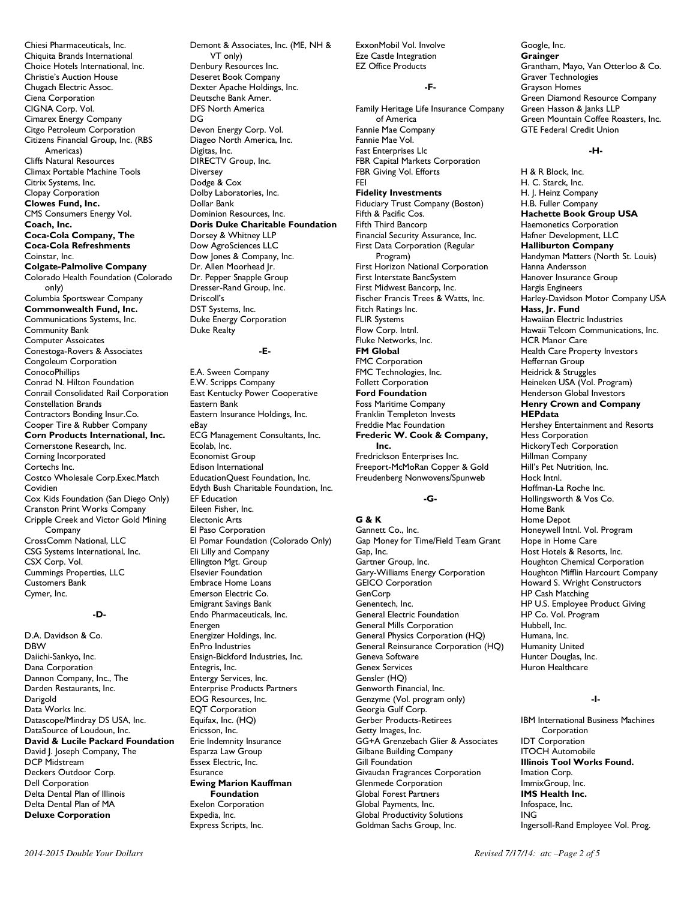Chiesi Pharmaceuticals, Inc.
Chiquita Brands International
Choice Hotels International, Inc.
Christie's Auction House
Chugach Electric Assoc.
Ciena Corporation
CIGNA Corp. Vol.
Cimarex Energy Company
Citgo Petroleum Corporation
Citizens Financial Group, Inc. (RBS Americas)
Cliffs Natural Resources
Climax Portable Machine Tools
Citrix Systems, Inc.
Clopay Corporation
**Clowes Fund, Inc.**
CMS Consumers Energy Vol.
**Coach, Inc.**
**Coca-Cola Company, The**
**Coca-Cola Refreshments**
Coinstar, Inc.
**Colgate-Palmolive Company**
Colorado Health Foundation (Colorado only)
Columbia Sportswear Company
**Commonwealth Fund, Inc.**
Communications Systems, Inc.
Community Bank
Computer Assoicates
Conestoga-Rovers & Associates
Congoleum Corporation
ConocoPhillips
Conrad N. Hilton Foundation
Conrail Consolidated Rail Corporation
Constellation Brands
Contractors Bonding Insur.Co.
Cooper Tire & Rubber Company
**Corn Products International, Inc.**
Cornerstone Research, Inc.
Corning Incorporated
Cortechs Inc.
Costco Wholesale Corp.Exec.Match
Covidien
Cox Kids Foundation (San Diego Only)
Cranston Print Works Company
Cripple Creek and Victor Gold Mining Company
CrossComm National, LLC
CSG Systems International, Inc.
CSX Corp. Vol.
Cummings Properties, LLC
Customers Bank
Cymer, Inc.

**-D-**

D.A. Davidson & Co.
DBW
Daiichi-Sankyo, Inc.
Dana Corporation
Dannon Company, Inc., The
Darden Restaurants, Inc.
Darigold
Data Works Inc.
Datascope/Mindray DS USA, Inc.
DataSource of Loudoun, Inc.
**David & Lucile Packard Foundation**
David J. Joseph Company, The
DCP Midstream
Deckers Outdoor Corp.
Dell Corporation
Delta Dental Plan of Illinois
Delta Dental Plan of MA
**Deluxe Corporation**
Demont & Associates, Inc. (ME, NH & VT only)
Denbury Resources Inc.
Deseret Book Company
Dexter Apache Holdings, Inc.
Deutsche Bank Amer.
DFS North America
DG
Devon Energy Corp. Vol.
Diageo North America, Inc.
Digitas, Inc.
DIRECTV Group, Inc.
Diversey
Dodge & Cox
Dolby Laboratories, Inc.
Dollar Bank
Dominion Resources, Inc.
**Doris Duke Charitable Foundation**
Dorsey & Whitney LLP
Dow AgroSciences LLC
Dow Jones & Company, Inc.
Dr. Allen Moorhead Jr.
Dr. Pepper Snapple Group
Dresser-Rand Group, Inc.
Driscoll's
DST Systems, Inc.
Duke Energy Corporation
Duke Realty

**-E-**

E.A. Sween Company
E.W. Scripps Company
East Kentucky Power Cooperative
Eastern Bank
Eastern Insurance Holdings, Inc.
eBay
ECG Management Consultants, Inc.
Ecolab, Inc.
Economist Group
Edison International
EducationQuest Foundation, Inc.
Edyth Bush Charitable Foundation, Inc.
EF Education
Eileen Fisher, Inc.
Electonic Arts
El Paso Corporation
El Pomar Foundation (Colorado Only)
Eli Lilly and Company
Ellington Mgt. Group
Elsevier Foundation
Embrace Home Loans
Emerson Electric Co.
Emigrant Savings Bank
Endo Pharmaceuticals, Inc.
Energen
Energizer Holdings, Inc.
EnPro Industries
Ensign-Bickford Industries, Inc.
Entegris, Inc.
Entergy Services, Inc.
Enterprise Products Partners
EOG Resources, Inc.
EQT Corporation
Equifax, Inc. (HQ)
Ericsson, Inc.
Erie Indemnity Insurance
Esparza Law Group
Essex Electric, Inc.
Esurance
**Ewing Marion Kauffman Foundation**
Exelon Corporation
Expedia, Inc.
Express Scripts, Inc.
ExxonMobil Vol. Involve
Eze Castle Integration
EZ Office Products

**-F-**

Family Heritage Life Insurance Company of America
Fannie Mae Company
Fannie Mae Vol.
Fast Enterprises Llc
FBR Capital Markets Corporation
FBR Giving Vol. Efforts
FEI
**Fidelity Investments**
Fiduciary Trust Company (Boston)
Fifth & Pacific Cos.
Fifth Third Bancorp
Financial Security Assurance, Inc.
First Data Corporation (Regular Program)
First Horizon National Corporation
First Interstate BancSystem
First Midwest Bancorp, Inc.
Fischer Francis Trees & Watts, Inc.
Fitch Ratings Inc.
FLIR Systems
Flow Corp. Intnl.
Fluke Networks, Inc.
**FM Global**
FMC Corporation
FMC Technologies, Inc.
Follett Corporation
**Ford Foundation**
Foss Maritime Company
Franklin Templeton Invests
Freddie Mac Foundation
**Frederic W. Cook & Company, Inc.**
Fredrickson Enterprises Inc.
Freeport-McMoRan Copper & Gold
Freudenberg Nonwovens/Spunweb

**-G-**

**G & K**
Gannett Co., Inc.
Gap Money for Time/Field Team Grant
Gap, Inc.
Gartner Group, Inc.
Gary-Williams Energy Corporation
GEICO Corporation
GenCorp
Genentech, Inc.
General Electric Foundation
General Mills Corporation
General Physics Corporation (HQ)
General Reinsurance Corporation (HQ)
Geneva Software
Genex Services
Gensler (HQ)
Genworth Financial, Inc.
Genzyme (Vol. program only)
Georgia Gulf Corp.
Gerber Products-Retirees
Getty Images, Inc.
GG+A Grenzebach Glier & Associates
Gilbane Building Company
Gill Foundation
Givaudan Fragrances Corporation
Glenmede Corporation
Global Forest Partners
Global Payments, Inc.
Global Productivity Solutions
Goldman Sachs Group, Inc.
Google, Inc.
**Grainger**
Grantham, Mayo, Van Otterloo & Co.
Graver Technologies
Grayson Homes
Green Diamond Resource Company
Green Hasson & Janks LLP
Green Mountain Coffee Roasters, Inc.
GTE Federal Credit Union

**-H-**

H & R Block, Inc.
H. C. Starck, Inc.
H. J. Heinz Company
H.B. Fuller Company
**Hachette Book Group USA**
Haemonetics Corporation
Hafner Development, LLC
**Halliburton Company**
Handyman Matters (North St. Louis)
Hanna Andersson
Hanover Insurance Group
Hargis Engineers
Harley-Davidson Motor Company USA
**Hass, Jr. Fund**
Hawaiian Electric Industries
Hawaii Telcom Communications, Inc.
HCR Manor Care
Health Care Property Investors
Heffernan Group
Heidrick & Struggles
Heineken USA (Vol. Program)
Henderson Global Investors
**Henry Crown and Company**
**HEPdata**
Hershey Entertainment and Resorts
Hess Corporation
HickoryTech Corporation
Hillman Company
Hill's Pet Nutrition, Inc.
Hock Intnl.
Hoffman-La Roche Inc.
Hollingsworth & Vos Co.
Home Bank
Home Depot
Honeywell Intnl. Vol. Program
Hope in Home Care
Host Hotels & Resorts, Inc.
Houghton Chemical Corporation
Houghton Mifflin Harcourt Company
Howard S. Wright Constructors
HP Cash Matching
HP U.S. Employee Product Giving
HP Co. Vol. Program
Hubbell, Inc.
Humana, Inc.
Humanity United
Hunter Douglas, Inc.
Huron Healthcare

**-I-**

IBM International Business Machines Corporation
IDT Corporation
ITOCH Automobile
**Illinois Tool Works Found.**
Imation Corp.
ImmixGroup, Inc.
**IMS Health Inc.**
Infospace, Inc.
ING
Ingersoll-Rand Employee Vol. Prog.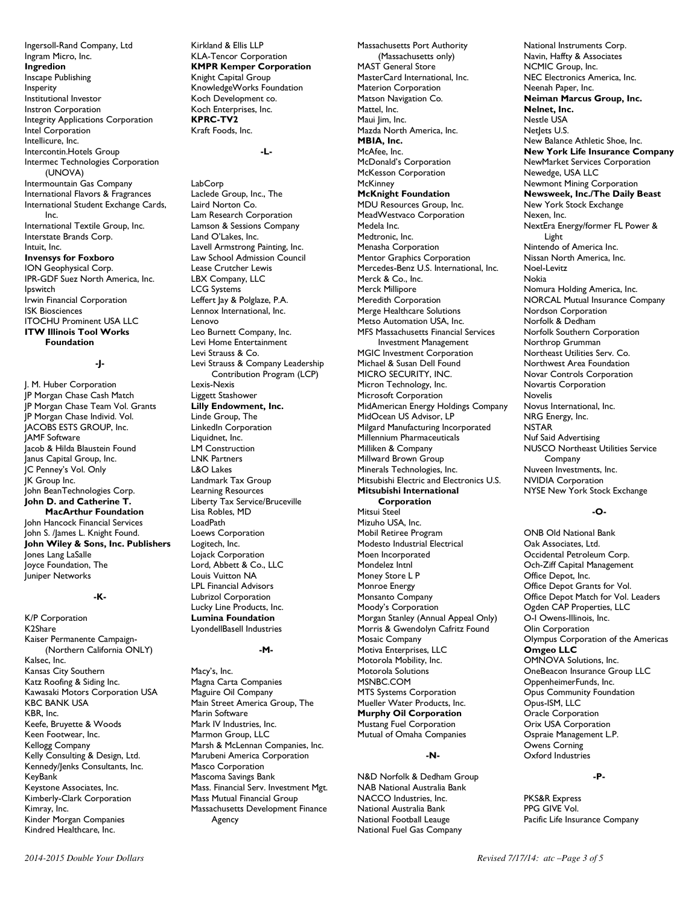Ingersoll-Rand Company, Ltd
Ingram Micro, Inc.
**Ingredion**
Inscape Publishing
Insperity
Institutional Investor
Instron Corporation
Integrity Applications Corporation
Intel Corporation
Intellicure, Inc.
Intercontin.Hotels Group
Intermec Technologies Corporation (UNOVA)
Intermountain Gas Company
International Flavors & Fragrances
International Student Exchange Cards, Inc.
International Textile Group, Inc.
Interstate Brands Corp.
Intuit, Inc.
**Invensys for Foxboro**
ION Geophysical Corp.
IPR-GDF Suez North America, Inc.
Ipswitch
Irwin Financial Corporation
ISK Biosciences
ITOCHU Prominent USA LLC
**ITW Illinois Tool Works Foundation**

## -J-

J. M. Huber Corporation
JP Morgan Chase Cash Match
JP Morgan Chase Team Vol. Grants
JP Morgan Chase Individ. Vol.
JACOBS ESTS GROUP, Inc.
JAMF Software
Jacob & Hilda Blaustein Found
Janus Capital Group, Inc.
JC Penney's Vol. Only
JK Group Inc.
John BeanTechnologies Corp.
**John D. and Catherine T. MacArthur Foundation**
John Hancock Financial Services
John S. /James L. Knight Found.
**John Wiley & Sons, Inc. Publishers**
Jones Lang LaSalle
Joyce Foundation, The
Juniper Networks

## -K-

K/P Corporation
K2Share
Kaiser Permanente Campaign- (Northern California ONLY)
Kalsec, Inc.
Kansas City Southern
Katz Roofing & Siding Inc.
Kawasaki Motors Corporation USA
KBC BANK USA
KBR, Inc.
Keefe, Bruyette & Woods
Keen Footwear, Inc.
Kellogg Company
Kelly Consulting & Design, Ltd.
Kennedy/Jenks Consultants, Inc.
KeyBank
Keystone Associates, Inc.
Kimberly-Clark Corporation
Kimray, Inc.
Kinder Morgan Companies
Kindred Healthcare, Inc.
Kirkland & Ellis LLP
KLA-Tencor Corporation
**KMPR Kemper Corporation**
Knight Capital Group
KnowledgeWorks Foundation
Koch Development co.
Koch Enterprises, Inc.
**KPRC-TV2**
Kraft Foods, Inc.

## -L-

LabCorp
Laclede Group, Inc., The
Laird Norton Co.
Lam Research Corporation
Lamson & Sessions Company
Land O'Lakes, Inc.
Lavell Armstrong Painting, Inc.
Law School Admission Council
Lease Crutcher Lewis
LBX Company, LLC
LCG Systems
Leffert Jay & Polglaze, P.A.
Lennox International, Inc.
Lenovo
Leo Burnett Company, Inc.
Levi Home Entertainment
Levi Strauss & Co.
Levi Strauss & Company Leadership Contribution Program (LCP)
Lexis-Nexis
Liggett Stashower
**Lilly Endowment, Inc.**
Linde Group, The
LinkedIn Corporation
Liquidnet, Inc.
LM Construction
LNK Partners
L&O Lakes
Landmark Tax Group
Learning Resources
Liberty Tax Service/Bruceville
Lisa Robles, MD
LoadPath
Loews Corporation
Logitech, Inc.
Lojack Corporation
Lord, Abbett & Co., LLC
Louis Vuitton NA
LPL Financial Advisors
Lubrizol Corporation
Lucky Line Products, Inc.
**Lumina Foundation**
LyondellBasell Industries

## -M-

Macy's, Inc.
Magna Carta Companies
Maguire Oil Company
Main Street America Group, The
Marin Software
Mark IV Industries, Inc.
Marmon Group, LLC
Marsh & McLennan Companies, Inc.
Marubeni America Corporation
Masco Corporation
Mascoma Savings Bank
Mass. Financial Serv. Investment Mgt.
Mass Mutual Financial Group
Massachusetts Development Finance Agency
Massachusetts Port Authority (Massachusetts only)
MAST General Store
MasterCard International, Inc.
Materion Corporation
Matson Navigation Co.
Mattel, Inc.
Maui Jim, Inc.
Mazda North America, Inc.
**MBIA, Inc.**
McAfee, Inc.
McDonald's Corporation
McKesson Corporation
McKinney
**McKnight Foundation**
MDU Resources Group, Inc.
MeadWestvaco Corporation
Medela Inc.
Medtronic, Inc.
Menasha Corporation
Mentor Graphics Corporation
Mercedes-Benz U.S. International, Inc.
Merck & Co., Inc.
Merck Millipore
Meredith Corporation
Merge Healthcare Solutions
Metso Automation USA, Inc.
MFS Massachusetts Financial Services Investment Management
MGIC Investment Corporation
Michael & Susan Dell Found
MICRO SECURITY, INC.
Micron Technology, Inc.
Microsoft Corporation
MidAmerican Energy Holdings Company
MidOcean US Advisor, LP
Milgard Manufacturing Incorporated
Millennium Pharmaceuticals
Milliken & Company
Millward Brown Group
Minerals Technologies, Inc.
Mitsubishi Electric and Electronics U.S.
**Mitsubishi International Corporation**
Mitsui Steel
Mizuho USA, Inc.
Mobil Retiree Program
Modesto Industrial Electrical
Moen Incorporated
Mondelez Intnl
Money Store L P
Monroe Energy
Monsanto Company
Moody's Corporation
Morgan Stanley (Annual Appeal Only)
Morris & Gwendolyn Cafritz Found
Mosaic Company
Motiva Enterprises, LLC
Motorola Mobility, Inc.
Motorola Solutions
MSNBC.COM
MTS Systems Corporation
Mueller Water Products, Inc.
**Murphy Oil Corporation**
Mustang Fuel Corporation
Mutual of Omaha Companies

## -N-

N&D Norfolk & Dedham Group
NAB National Australia Bank
NACCO Industries, Inc.
National Australia Bank
National Football Leauge
National Fuel Gas Company
National Instruments Corp.
Navin, Haffty & Associates
NCMIC Group, Inc.
NEC Electronics America, Inc.
Neenah Paper, Inc.
**Neiman Marcus Group, Inc.**
**Nelnet, Inc.**
Nestle USA
NetJets U.S.
New Balance Athletic Shoe, Inc.
**New York Life Insurance Company**
NewMarket Services Corporation
Newedge, USA LLC
Newmont Mining Corporation
**Newsweek, Inc./The Daily Beast**
New York Stock Exchange
Nexen, Inc.
NextEra Energy/former FL Power & Light
Nintendo of America Inc.
Nissan North America, Inc.
Noel-Levitz
Nokia
Nomura Holding America, Inc.
NORCAL Mutual Insurance Company
Nordson Corporation
Norfolk & Dedham
Norfolk Southern Corporation
Northrop Grumman
Northeast Utilities Serv. Co.
Northwest Area Foundation
Novar Controls Corporation
Novartis Corporation
Novelis
Novus International, Inc.
NRG Energy, Inc.
NSTAR
Nuf Said Advertising
NUSCO Northeast Utilities Service Company
Nuveen Investments, Inc.
NVIDIA Corporation
NYSE New York Stock Exchange

## -O-

ONB Old National Bank
Oak Associates, Ltd.
Occidental Petroleum Corp.
Och-Ziff Capital Management
Office Depot, Inc.
Office Depot Grants for Vol.
Office Depot Match for Vol. Leaders
Ogden CAP Properties, LLC
O-I Owens-Illinois, Inc.
Olin Corporation
Olympus Corporation of the Americas
**Omgeo LLC**
OMNOVA Solutions, Inc.
OneBeacon Insurance Group LLC
OppenheimerFunds, Inc.
Opus Community Foundation
Opus-ISM, LLC
Oracle Corporation
Orix USA Corporation
Ospraie Management L.P.
Owens Corning
Oxford Industries

## -P-

PKS&R Express
PPG GIVE Vol.
Pacific Life Insurance Company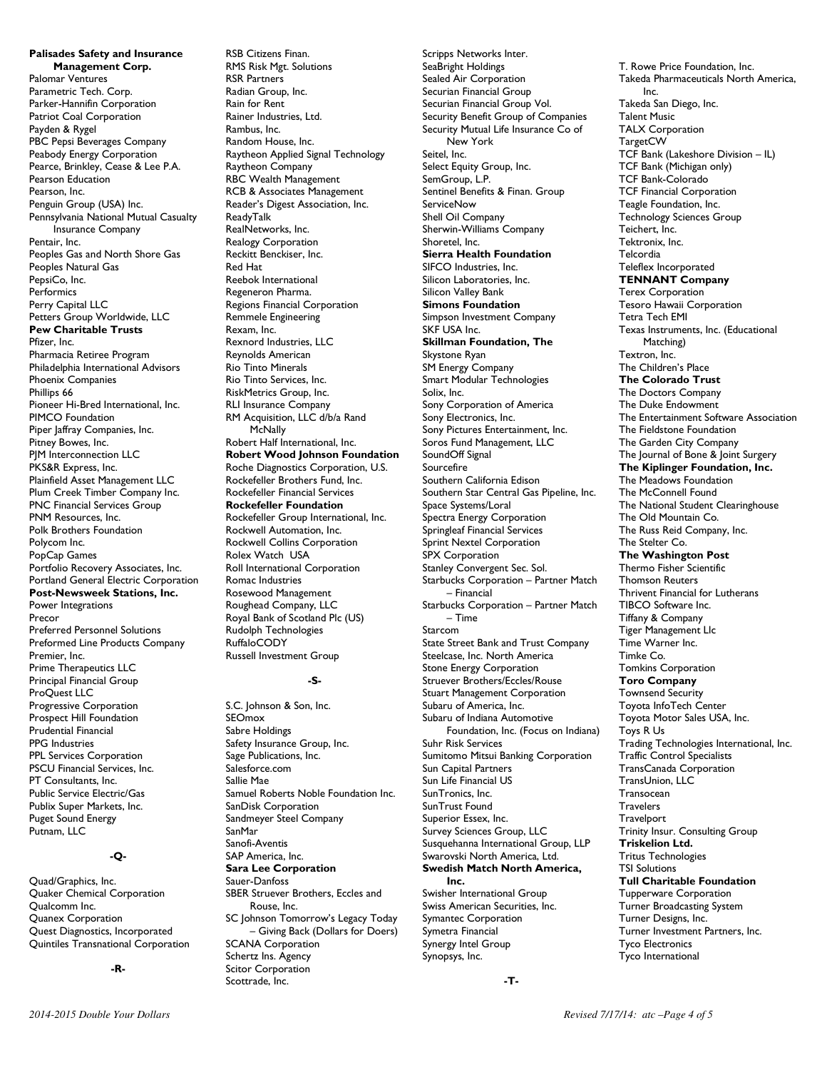**Palisades Safety and Insurance Management Corp.**
Palomar Ventures
Parametric Tech. Corp.
Parker-Hannifin Corporation
Patriot Coal Corporation
Payden & Rygel
PBC Pepsi Beverages Company
Peabody Energy Corporation
Pearce, Brinkley, Cease & Lee P.A.
Pearson Education
Pearson, Inc.
Penguin Group (USA) Inc.
Pennsylvania National Mutual Casualty Insurance Company
Pentair, Inc.
Peoples Gas and North Shore Gas
Peoples Natural Gas
PepsiCo, Inc.
Performics
Perry Capital LLC
Petters Group Worldwide, LLC
**Pew Charitable Trusts**
Pfizer, Inc.
Pharmacia Retiree Program
Philadelphia International Advisors
Phoenix Companies
Phillips 66
Pioneer Hi-Bred International, Inc.
PIMCO Foundation
Piper Jaffray Companies, Inc.
Pitney Bowes, Inc.
PJM Interconnection LLC
PKS&R Express, Inc.
Plainfield Asset Management LLC
Plum Creek Timber Company Inc.
PNC Financial Services Group
PNM Resources, Inc.
Polk Brothers Foundation
Polycom Inc.
PopCap Games
Portfolio Recovery Associates, Inc.
Portland General Electric Corporation
**Post-Newsweek Stations, Inc.**
Power Integrations
Precor
Preferred Personnel Solutions
Preformed Line Products Company
Premier, Inc.
Prime Therapeutics LLC
Principal Financial Group
ProQuest LLC
Progressive Corporation
Prospect Hill Foundation
Prudential Financial
PPG Industries
PPL Services Corporation
PSCU Financial Services, Inc.
PT Consultants, Inc.
Public Service Electric/Gas
Publix Super Markets, Inc.
Puget Sound Energy
Putnam, LLC

**-Q-**

Quad/Graphics, Inc.
Quaker Chemical Corporation
Qualcomm Inc.
Quanex Corporation
Quest Diagnostics, Incorporated
Quintiles Transnational Corporation

**-R-**

RSB Citizens Finan.
RMS Risk Mgt. Solutions
RSR Partners
Radian Group, Inc.
Rain for Rent
Rainer Industries, Ltd.
Rambus, Inc.
Random House, Inc.
Raytheon Applied Signal Technology
Raytheon Company
RBC Wealth Management
RCB & Associates Management
Reader's Digest Association, Inc.
ReadyTalk
RealNetworks, Inc.
Realogy Corporation
Reckitt Benckiser, Inc.
Red Hat
Reebok International
Regeneron Pharma.
Regions Financial Corporation
Remmele Engineering
Rexam, Inc.
Rexnord Industries, LLC
Reynolds American
Rio Tinto Minerals
Rio Tinto Services, Inc.
RiskMetrics Group, Inc.
RLI Insurance Company
RM Acquisition, LLC d/b/a Rand McNally
Robert Half International, Inc.
**Robert Wood Johnson Foundation**
Roche Diagnostics Corporation, U.S.
Rockefeller Brothers Fund, Inc.
Rockefeller Financial Services
**Rockefeller Foundation**
Rockefeller Group International, Inc.
Rockwell Automation, Inc.
Rockwell Collins Corporation
Rolex Watch USA
Roll International Corporation
Romac Industries
Rosewood Management
Roughead Company, LLC
Royal Bank of Scotland Plc (US)
Rudolph Technologies
RuffaloCODY
Russell Investment Group

**-S-**

S.C. Johnson & Son, Inc.
SEOmox
Sabre Holdings
Safety Insurance Group, Inc.
Sage Publications, Inc.
Salesforce.com
Sallie Mae
Samuel Roberts Noble Foundation Inc.
SanDisk Corporation
Sandmeyer Steel Company
SanMar
Sanofi-Aventis
SAP America, Inc.
**Sara Lee Corporation**
Sauer-Danfoss
SBER Struever Brothers, Eccles and Rouse, Inc.
SC Johnson Tomorrow's Legacy Today – Giving Back (Dollars for Doers)
SCANA Corporation
Schertz Ins. Agency
Scitor Corporation
Scottrade, Inc.
Scripps Networks Inter.
SeaBright Holdings
Sealed Air Corporation
Securian Financial Group
Securian Financial Group Vol.
Security Benefit Group of Companies
Security Mutual Life Insurance Co of New York
Seitel, Inc.
Select Equity Group, Inc.
SemGroup, L.P.
Sentinel Benefits & Finan. Group
ServiceNow
Shell Oil Company
Sherwin-Williams Company
Shoretel, Inc.
**Sierra Health Foundation**
SIFCO Industries, Inc.
Silicon Laboratories, Inc.
Silicon Valley Bank
**Simons Foundation**
Simpson Investment Company
SKF USA Inc.
**Skillman Foundation, The**
Skystone Ryan
SM Energy Company
Smart Modular Technologies
Solix, Inc.
Sony Corporation of America
Sony Electronics, Inc.
Sony Pictures Entertainment, Inc.
Soros Fund Management, LLC
SoundOff Signal
Sourcefire
Southern California Edison
Southern Star Central Gas Pipeline, Inc.
Space Systems/Loral
Spectra Energy Corporation
Springleaf Financial Services
Sprint Nextel Corporation
SPX Corporation
Stanley Convergent Sec. Sol.
Starbucks Corporation – Partner Match – Financial
Starbucks Corporation – Partner Match – Time
Starcom
State Street Bank and Trust Company
Steelcase, Inc. North America
Stone Energy Corporation
Struever Brothers/Eccles/Rouse
Stuart Management Corporation
Subaru of America, Inc.
Subaru of Indiana Automotive Foundation, Inc. (Focus on Indiana)
Suhr Risk Services
Sumitomo Mitsui Banking Corporation
Sun Capital Partners
Sun Life Financial US
SunTronics, Inc.
SunTrust Found
Superior Essex, Inc.
Survey Sciences Group, LLC
Susquehanna International Group, LLP
Swarovski North America, Ltd.
**Swedish Match North America, Inc.**
Swisher International Group
Swiss American Securities, Inc.
Symantec Corporation
Symetra Financial
Synergy Intel Group
Synopsys, Inc.

**-T-**

T. Rowe Price Foundation, Inc.
Takeda Pharmaceuticals North America, Inc.
Takeda San Diego, Inc.
Talent Music
TALX Corporation
TargetCW
TCF Bank (Lakeshore Division – IL)
TCF Bank (Michigan only)
TCF Bank-Colorado
TCF Financial Corporation
Teagle Foundation, Inc.
Technology Sciences Group
Teichert, Inc.
Tektronix, Inc.
Telcordia
Teleflex Incorporated
**TENNANT Company**
Terex Corporation
Tesoro Hawaii Corporation
Tetra Tech EMI
Texas Instruments, Inc. (Educational Matching)
Textron, Inc.
The Children's Place
**The Colorado Trust**
The Doctors Company
The Duke Endowment
The Entertainment Software Association
The Fieldstone Foundation
The Garden City Company
The Journal of Bone & Joint Surgery
**The Kiplinger Foundation, Inc.**
The Meadows Foundation
The McConnell Found
The National Student Clearinghouse
The Old Mountain Co.
The Russ Reid Company, Inc.
The Stelter Co.
**The Washington Post**
Thermo Fisher Scientific
Thomson Reuters
Thrivent Financial for Lutherans
TIBCO Software Inc.
Tiffany & Company
Tiger Management Llc
Time Warner Inc.
Timke Co.
Tomkins Corporation
**Toro Company**
Townsend Security
Toyota InfoTech Center
Toyota Motor Sales USA, Inc.
Toys R Us
Trading Technologies International, Inc.
Traffic Control Specialists
TransCanada Corporation
TransUnion, LLC
Transocean
Travelers
Travelport
Trinity Insur. Consulting Group
**Triskelion Ltd.**
Tritus Technologies
TSI Solutions
**Tull Charitable Foundation**
Tupperware Corporation
Turner Broadcasting System
Turner Designs, Inc.
Turner Investment Partners, Inc.
Tyco Electronics
Tyco International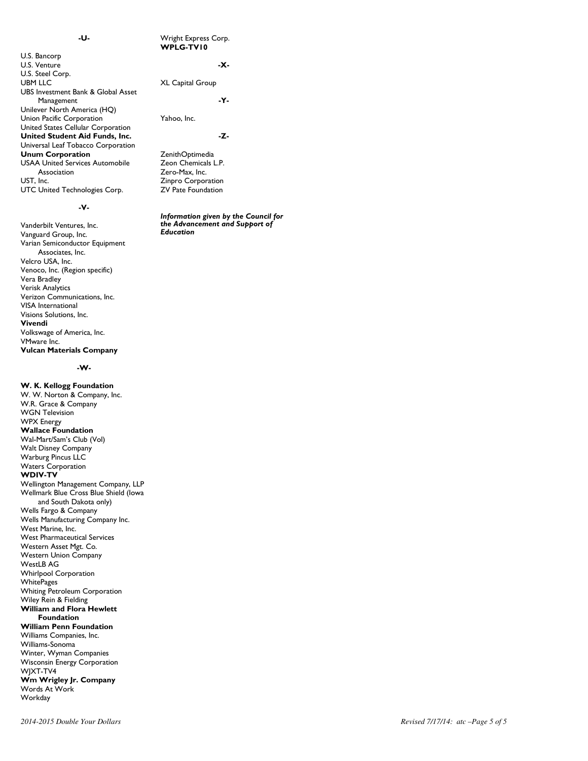**-U-**

U.S. Bancorp
U.S. Venture
U.S. Steel Corp.
UBM LLC
UBS Investment Bank & Global Asset Management
Unilever North America (HQ)
Union Pacific Corporation
United States Cellular Corporation
**United Student Aid Funds, Inc.**
Universal Leaf Tobacco Corporation
**Unum Corporation**
USAA United Services Automobile Association
UST, Inc.
UTC United Technologies Corp.

**-V-**

Vanderbilt Ventures, Inc.
Vanguard Group, Inc.
Varian Semiconductor Equipment Associates, Inc.
Velcro USA, Inc.
Venoco, Inc. (Region specific)
Vera Bradley
Verisk Analytics
Verizon Communications, Inc.
VISA International
Visions Solutions, Inc.
**Vivendi**
Volkswage of America, Inc.
VMware Inc.
**Vulcan Materials Company**

**-W-**

**W. K. Kellogg Foundation**
W. W. Norton & Company, Inc.
W.R. Grace & Company
WGN Television
WPX Energy
**Wallace Foundation**
Wal-Mart/Sam's Club (Vol)
Walt Disney Company
Warburg Pincus LLC
Waters Corporation
**WDIV-TV**
Wellington Management Company, LLP
Wellmark Blue Cross Blue Shield (Iowa and South Dakota only)
Wells Fargo & Company
Wells Manufacturing Company Inc.
West Marine, Inc.
West Pharmaceutical Services
Western Asset Mgt. Co.
Western Union Company
WestLB AG
Whirlpool Corporation
WhitePages
Whiting Petroleum Corporation
Wiley Rein & Fielding
**William and Flora Hewlett Foundation**
**William Penn Foundation**
Williams Companies, Inc.
Williams-Sonoma
Winter, Wyman Companies
Wisconsin Energy Corporation
WJXT-TV4
**Wm Wrigley Jr. Company**
Words At Work
Workday
Wright Express Corp.
**WPLG-TV10**

**-X-**

XL Capital Group

**-Y-**

Yahoo, Inc.

**-Z-**

ZenithOptimedia
Zeon Chemicals L.P.
Zero-Max, Inc.
Zinpro Corporation
ZV Pate Foundation

***Information given by the Council for the Advancement and Support of Education***